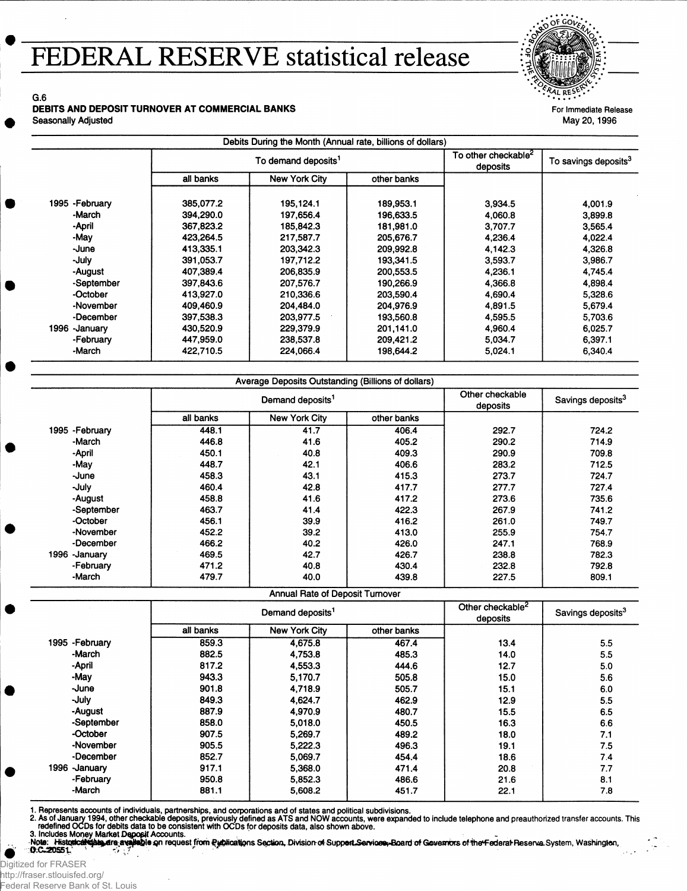# FEDERAL RESERVE statistical release

G.6
**DEBITS AND DEPOSIT TURNOVER AT COMMERCIAL BANKS**
Seasonally Adjusted

For Immediate Release
May 20, 1996

**Debits During the Month (Annual rate, billions of dollars)**

| | To demand deposits[1] | | | To other checkable[2] deposits | To savings deposits[3] |
|---|---|---|---|---|---|
| | all banks | New York City | other banks | | |
| 1995 -February | 385,077.2 | 195,124.1 | 189,953.1 | 3,934.5 | 4,001.9 |
| -March | 394,290.0 | 197,656.4 | 196,633.5 | 4,060.8 | 3,899.8 |
| -April | 367,823.2 | 185,842.3 | 181,981.0 | 3,707.7 | 3,565.4 |
| -May | 423,264.5 | 217,587.7 | 205,676.7 | 4,236.4 | 4,022.4 |
| -June | 413,335.1 | 203,342.3 | 209,992.8 | 4,142.3 | 4,326.8 |
| -July | 391,053.7 | 197,712.2 | 193,341.5 | 3,593.7 | 3,986.7 |
| -August | 407,389.4 | 206,835.9 | 200,553.5 | 4,236.1 | 4,745.4 |
| -September | 397,843.6 | 207,576.7 | 190,266.9 | 4,366.8 | 4,898.4 |
| -October | 413,927.0 | 210,336.6 | 203,590.4 | 4,690.4 | 5,328.6 |
| -November | 409,460.9 | 204,484.0 | 204,976.9 | 4,891.5 | 5,679.4 |
| -December | 397,538.3 | 203,977.5 | 193,560.8 | 4,595.5 | 5,703.6 |
| 1996 -January | 430,520.9 | 229,379.9 | 201,141.0 | 4,960.4 | 6,025.7 |
| -February | 447,959.0 | 238,537.8 | 209,421.2 | 5,034.7 | 6,397.1 |
| -March | 422,710.5 | 224,066.4 | 198,644.2 | 5,024.1 | 6,340.4 |

**Average Deposits Outstanding (Billions of dollars)**

| | Demand deposits[1] | | | Other checkable deposits | Savings deposits[3] |
|---|---|---|---|---|---|
| | all banks | New York City | other banks | | |
| 1995 -February | 448.1 | 41.7 | 406.4 | 292.7 | 724.2 |
| -March | 446.8 | 41.6 | 405.2 | 290.2 | 714.9 |
| -April | 450.1 | 40.8 | 409.3 | 290.9 | 709.8 |
| -May | 448.7 | 42.1 | 406.6 | 283.2 | 712.5 |
| -June | 458.3 | 43.1 | 415.3 | 273.7 | 724.7 |
| -July | 460.4 | 42.8 | 417.7 | 277.7 | 727.4 |
| -August | 458.8 | 41.6 | 417.2 | 273.6 | 735.6 |
| -September | 463.7 | 41.4 | 422.3 | 267.9 | 741.2 |
| -October | 456.1 | 39.9 | 416.2 | 261.0 | 749.7 |
| -November | 452.2 | 39.2 | 413.0 | 255.9 | 754.7 |
| -December | 466.2 | 40.2 | 426.0 | 247.1 | 768.9 |
| 1996 -January | 469.5 | 42.7 | 426.7 | 238.8 | 782.3 |
| -February | 471.2 | 40.8 | 430.4 | 232.8 | 792.8 |
| -March | 479.7 | 40.0 | 439.8 | 227.5 | 809.1 |

**Annual Rate of Deposit Turnover**

| | Demand deposits[1] | | | Other checkable[2] deposits | Savings deposits[3] |
|---|---|---|---|---|---|
| | all banks | New York City | other banks | | |
| 1995 -February | 859.3 | 4,675.8 | 467.4 | 13.4 | 5.5 |
| -March | 882.5 | 4,753.8 | 485.3 | 14.0 | 5.5 |
| -April | 817.2 | 4,553.3 | 444.6 | 12.7 | 5.0 |
| -May | 943.3 | 5,170.7 | 505.8 | 15.0 | 5.6 |
| -June | 901.8 | 4,718.9 | 505.7 | 15.1 | 6.0 |
| -July | 849.3 | 4,624.7 | 462.9 | 12.9 | 5.5 |
| -August | 887.9 | 4,970.9 | 480.7 | 15.5 | 6.5 |
| -September | 858.0 | 5,018.0 | 450.5 | 16.3 | 6.6 |
| -October | 907.5 | 5,269.7 | 489.2 | 18.0 | 7.1 |
| -November | 905.5 | 5,222.3 | 496.3 | 19.1 | 7.5 |
| -December | 852.7 | 5,069.7 | 454.4 | 18.6 | 7.4 |
| 1996 -January | 917.1 | 5,368.0 | 471.4 | 20.8 | 7.7 |
| -February | 950.8 | 5,852.3 | 486.6 | 21.6 | 8.1 |
| -March | 881.1 | 5,608.2 | 451.7 | 22.1 | 7.8 |

1. Represents accounts of individuals, partnerships, and corporations and of states and political subdivisions.
2. As of January 1994, other checkable deposits, previously defined as ATS and NOW accounts, were expanded to include telephone and preauthorized transfer accounts. This redefined OCDs for debits data to be consistent with OCDs for deposits data, also shown above.
3. Includes Money Market Deposit Accounts.

Note: Historical data are available on request from Publications Section, Division of Support Services, Board of Governors of the Federal Reserve System, Washington, D.C. 20551.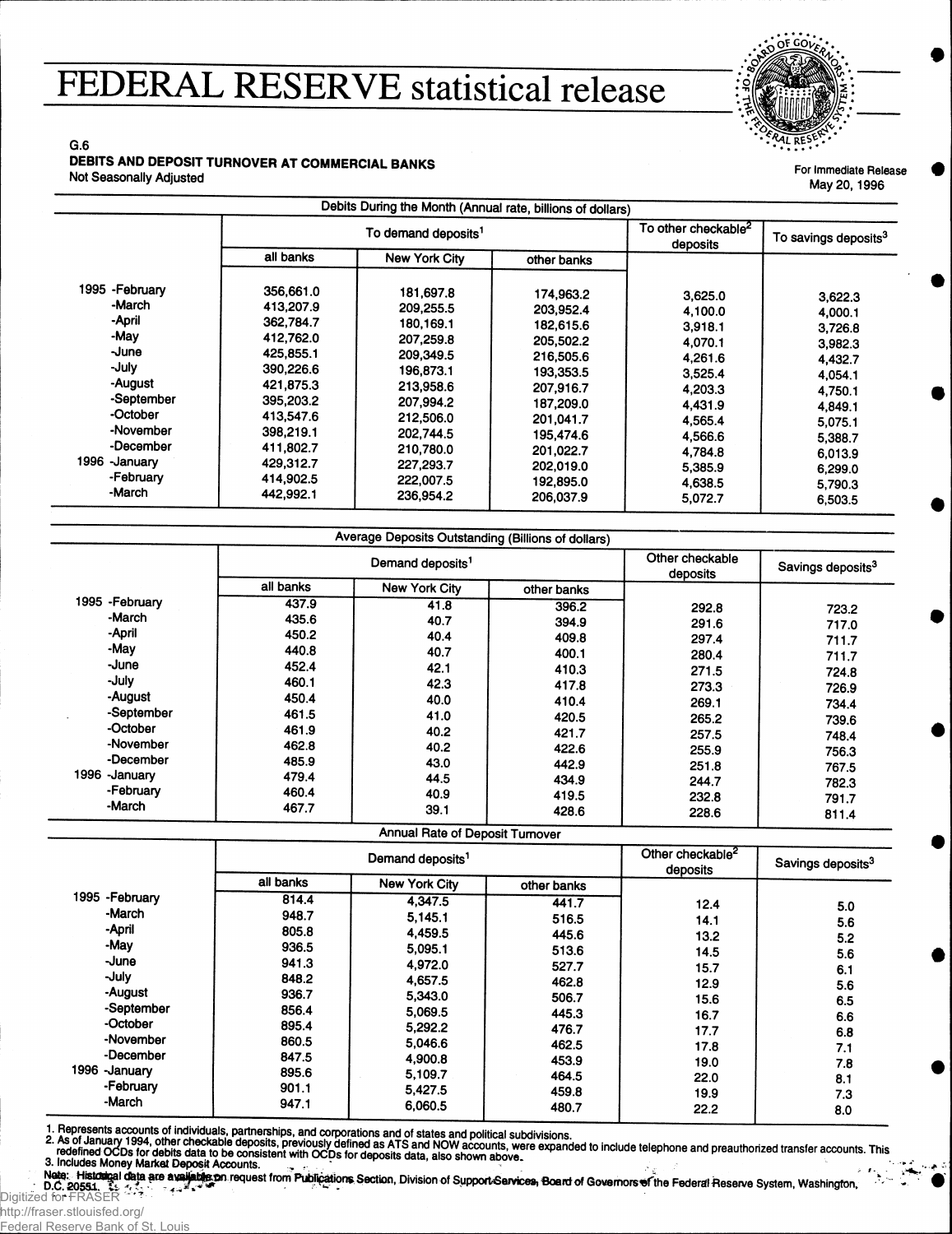# FEDERAL RESERVE statistical release

G.6

**DEBITS AND DEPOSIT TURNOVER AT COMMERCIAL BANKS**

Not Seasonally Adjusted

For Immediate Release
May 20, 1996

| | Debits During the Month (Annual rate, billions of dollars) | | | | |
|---|---|---|---|---|---|
| | To demand deposits[1] | | | To other checkable[2] deposits | To savings deposits[3] |
| | all banks | New York City | other banks | | |
| 1995 -February | 356,661.0 | 181,697.8 | 174,963.2 | 3,625.0 | 3,622.3 |
| -March | 413,207.9 | 209,255.5 | 203,952.4 | 4,100.0 | 4,000.1 |
| -April | 362,784.7 | 180,169.1 | 182,615.6 | 3,918.1 | 3,726.8 |
| -May | 412,762.0 | 207,259.8 | 205,502.2 | 4,070.1 | 3,982.3 |
| -June | 425,855.1 | 209,349.5 | 216,505.6 | 4,261.6 | 4,432.7 |
| -July | 390,226.6 | 196,873.1 | 193,353.5 | 3,525.4 | 4,054.1 |
| -August | 421,875.3 | 213,958.6 | 207,916.7 | 4,203.3 | 4,750.1 |
| -September | 395,203.2 | 207,994.2 | 187,209.0 | 4,431.9 | 4,849.1 |
| -October | 413,547.6 | 212,506.0 | 201,041.7 | 4,565.4 | 5,075.1 |
| -November | 398,219.1 | 202,744.5 | 195,474.6 | 4,566.6 | 5,388.7 |
| -December | 411,802.7 | 210,780.0 | 201,022.7 | 4,784.8 | 6,013.9 |
| 1996 -January | 429,312.7 | 227,293.7 | 202,019.0 | 5,385.9 | 6,299.0 |
| -February | 414,902.5 | 222,007.5 | 192,895.0 | 4,638.5 | 5,790.3 |
| -March | 442,992.1 | 236,954.2 | 206,037.9 | 5,072.7 | 6,503.5 |

| | Average Deposits Outstanding (Billions of dollars) | | | | |
|---|---|---|---|---|---|
| | Demand deposits[1] | | | Other checkable deposits | Savings deposits[3] |
| | all banks | New York City | other banks | | |
| 1995 -February | 437.9 | 41.8 | 396.2 | 292.8 | 723.2 |
| -March | 435.6 | 40.7 | 394.9 | 291.6 | 717.0 |
| -April | 450.2 | 40.4 | 409.8 | 297.4 | 711.7 |
| -May | 440.8 | 40.7 | 400.1 | 280.4 | 711.7 |
| -June | 452.4 | 42.1 | 410.3 | 271.5 | 724.8 |
| -July | 460.1 | 42.3 | 417.8 | 273.3 | 726.9 |
| -August | 450.4 | 40.0 | 410.4 | 269.1 | 734.4 |
| -September | 461.5 | 41.0 | 420.5 | 265.2 | 739.6 |
| -October | 461.9 | 40.2 | 421.7 | 257.5 | 748.4 |
| -November | 462.8 | 40.2 | 422.6 | 255.9 | 756.3 |
| -December | 485.9 | 43.0 | 442.9 | 251.8 | 767.5 |
| 1996 -January | 479.4 | 44.5 | 434.9 | 244.7 | 782.3 |
| -February | 460.4 | 40.9 | 419.5 | 232.8 | 791.7 |
| -March | 467.7 | 39.1 | 428.6 | 228.6 | 811.4 |

| | Annual Rate of Deposit Turnover | | | | |
|---|---|---|---|---|---|
| | Demand deposits[1] | | | Other checkable[2] deposits | Savings deposits[3] |
| | all banks | New York City | other banks | | |
| 1995 -February | 814.4 | 4,347.5 | 441.7 | 12.4 | 5.0 |
| -March | 948.7 | 5,145.1 | 516.5 | 14.1 | 5.6 |
| -April | 805.8 | 4,459.5 | 445.6 | 13.2 | 5.2 |
| -May | 936.5 | 5,095.1 | 513.6 | 14.5 | 5.6 |
| -June | 941.3 | 4,972.0 | 527.7 | 15.7 | 6.1 |
| -July | 848.2 | 4,657.5 | 462.8 | 12.9 | 5.6 |
| -August | 936.7 | 5,343.0 | 506.7 | 15.6 | 6.5 |
| -September | 856.4 | 5,069.5 | 445.3 | 16.7 | 6.6 |
| -October | 895.4 | 5,292.2 | 476.7 | 17.7 | 6.8 |
| -November | 860.5 | 5,046.6 | 462.5 | 17.8 | 7.1 |
| -December | 847.5 | 4,900.8 | 453.9 | 19.0 | 7.8 |
| 1996 -January | 895.6 | 5,109.7 | 464.5 | 22.0 | 8.1 |
| -February | 901.1 | 5,427.5 | 459.8 | 19.9 | 7.3 |
| -March | 947.1 | 6,060.5 | 480.7 | 22.2 | 8.0 |

1. Represents accounts of individuals, partnerships, and corporations and of states and political subdivisions.
2. As of January 1994, other checkable deposits, previously defined as ATS and NOW accounts, were expanded to include telephone and preauthorized transfer accounts. This redefined OCDs for debits data to be consistent with OCDs for deposits data, also shown above.
3. Includes Money Market Deposit Accounts.

Note: Historical data are available on request from Publications Section, Division of Support Services, Board of Governors of the Federal Reserve System, Washington, D.C. 20551.